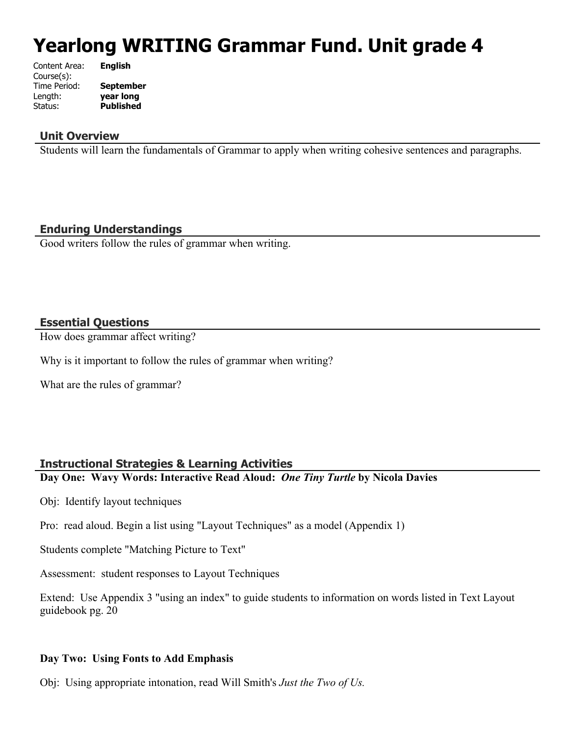# Yearlong WRITING Grammar Fund. Unit grade 4

Content Area: **English**
Course(s):
Time Period: **September**
Length: **year long**
Status: **Published**

## Unit Overview

Students will learn the fundamentals of Grammar to apply when writing cohesive sentences and paragraphs.

## Enduring Understandings

Good writers follow the rules of grammar when writing.

## Essential Questions

How does grammar affect writing?

Why is it important to follow the rules of grammar when writing?

What are the rules of grammar?

## Instructional Strategies & Learning Activities

**Day One: Wavy Words: Interactive Read Aloud: *One Tiny Turtle* by Nicola Davies**

Obj: Identify layout techniques

Pro: read aloud. Begin a list using "Layout Techniques" as a model (Appendix 1)

Students complete "Matching Picture to Text"

Assessment: student responses to Layout Techniques

Extend: Use Appendix 3 "using an index" to guide students to information on words listed in Text Layout guidebook pg. 20

**Day Two: Using Fonts to Add Emphasis**

Obj: Using appropriate intonation, read Will Smith's *Just the Two of Us.*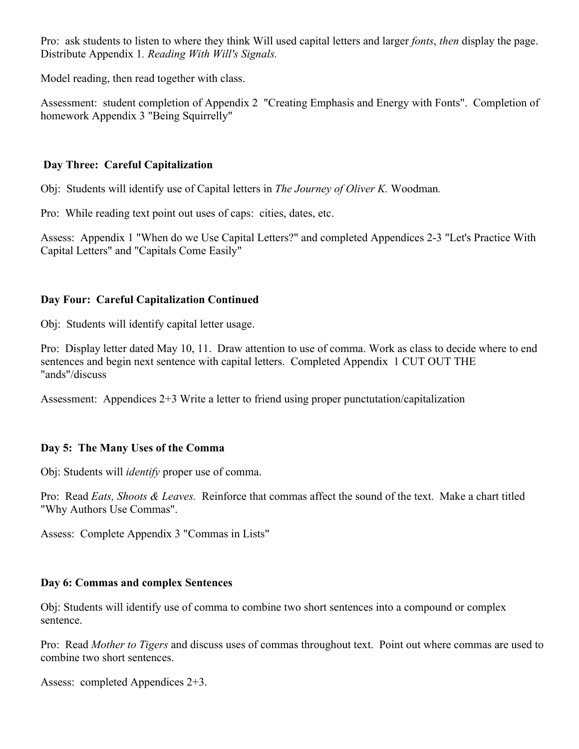Pro: ask students to listen to where they think Will used capital letters and larger *fonts*, *then* display the page. Distribute Appendix 1. *Reading With Will's Signals.*

Model reading, then read together with class.

Assessment: student completion of Appendix 2 "Creating Emphasis and Energy with Fonts". Completion of homework Appendix 3 "Being Squirrelly"

**Day Three: Careful Capitalization**

Obj: Students will identify use of Capital letters in *The Journey of Oliver K.* Woodman*.*

Pro: While reading text point out uses of caps: cities, dates, etc.

Assess: Appendix 1 "When do we Use Capital Letters?" and completed Appendices 2-3 "Let's Practice With Capital Letters" and "Capitals Come Easily"

**Day Four: Careful Capitalization Continued**

Obj: Students will identify capital letter usage.

Pro: Display letter dated May 10, 11. Draw attention to use of comma. Work as class to decide where to end sentences and begin next sentence with capital letters. Completed Appendix 1 CUT OUT THE "ands"/discuss

Assessment: Appendices 2+3 Write a letter to friend using proper punctutation/capitalization

**Day 5: The Many Uses of the Comma**

Obj: Students will *identify* proper use of comma.

Pro: Read *Eats, Shoots & Leaves.* Reinforce that commas affect the sound of the text. Make a chart titled "Why Authors Use Commas".

Assess: Complete Appendix 3 "Commas in Lists"

**Day 6: Commas and complex Sentences**

Obj: Students will identify use of comma to combine two short sentences into a compound or complex sentence.

Pro: Read *Mother to Tigers* and discuss uses of commas throughout text. Point out where commas are used to combine two short sentences.

Assess: completed Appendices 2+3.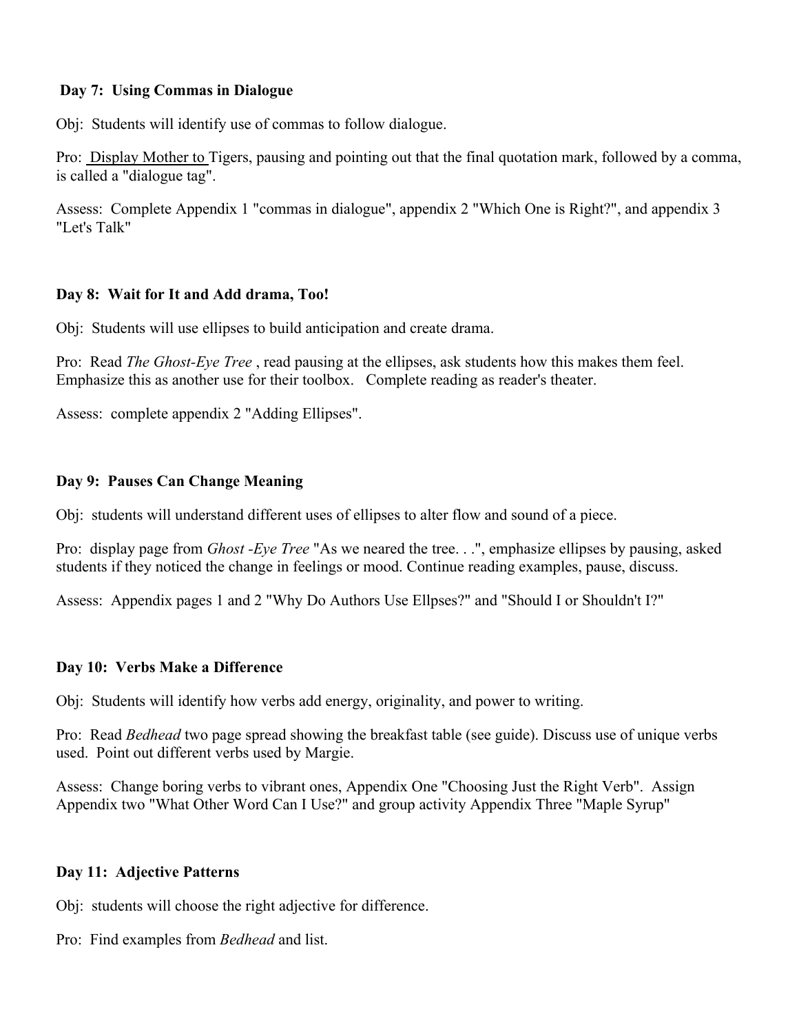**Day 7: Using Commas in Dialogue**

Obj: Students will identify use of commas to follow dialogue.

Pro: Display Mother to Tigers, pausing and pointing out that the final quotation mark, followed by a comma, is called a "dialogue tag".

Assess: Complete Appendix 1 "commas in dialogue", appendix 2 "Which One is Right?", and appendix 3 "Let's Talk"

**Day 8: Wait for It and Add drama, Too!**

Obj: Students will use ellipses to build anticipation and create drama.

Pro: Read *The Ghost-Eye Tree* , read pausing at the ellipses, ask students how this makes them feel. Emphasize this as another use for their toolbox. Complete reading as reader's theater.

Assess: complete appendix 2 "Adding Ellipses".

**Day 9: Pauses Can Change Meaning**

Obj: students will understand different uses of ellipses to alter flow and sound of a piece.

Pro: display page from *Ghost -Eye Tree* "As we neared the tree. . .", emphasize ellipses by pausing, asked students if they noticed the change in feelings or mood. Continue reading examples, pause, discuss.

Assess: Appendix pages 1 and 2 "Why Do Authors Use Ellpses?" and "Should I or Shouldn't I?"

**Day 10: Verbs Make a Difference**

Obj: Students will identify how verbs add energy, originality, and power to writing.

Pro: Read *Bedhead* two page spread showing the breakfast table (see guide). Discuss use of unique verbs used. Point out different verbs used by Margie.

Assess: Change boring verbs to vibrant ones, Appendix One "Choosing Just the Right Verb". Assign Appendix two "What Other Word Can I Use?" and group activity Appendix Three "Maple Syrup"

**Day 11: Adjective Patterns**

Obj: students will choose the right adjective for difference.

Pro: Find examples from *Bedhead* and list.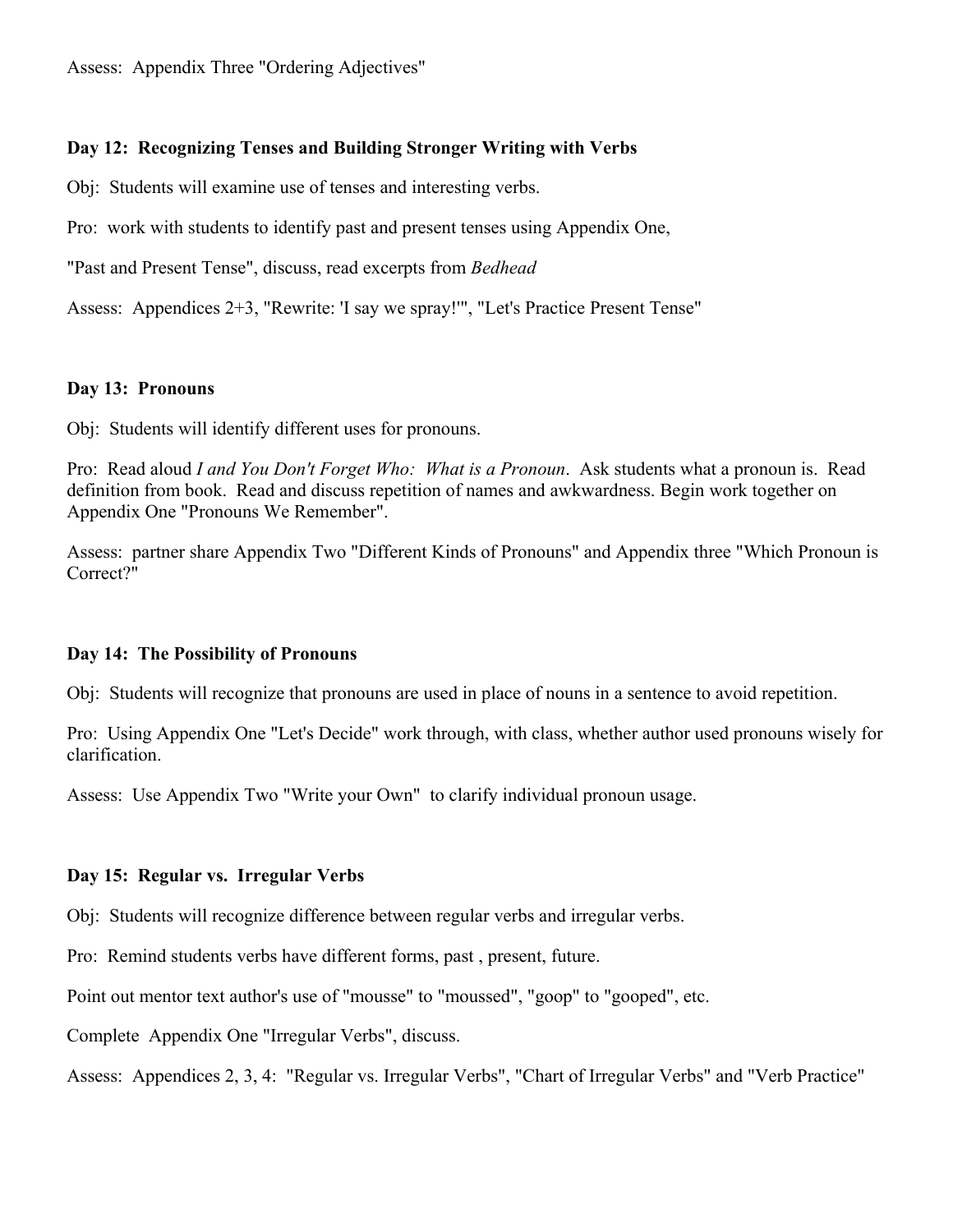Assess:  Appendix Three "Ordering Adjectives"

**Day 12:  Recognizing Tenses and Building Stronger Writing with Verbs**

Obj:  Students will examine use of tenses and interesting verbs.

Pro:  work with students to identify past and present tenses using Appendix One,

"Past and Present Tense", discuss, read excerpts from *Bedhead*

Assess:  Appendices 2+3, "Rewrite: 'I say we spray!'", "Let's Practice Present Tense"

**Day 13:  Pronouns**

Obj:  Students will identify different uses for pronouns.

Pro:  Read aloud *I and You Don't Forget Who:  What is a Pronoun*.  Ask students what a pronoun is.  Read definition from book.  Read and discuss repetition of names and awkwardness. Begin work together on Appendix One "Pronouns We Remember".

Assess:  partner share Appendix Two "Different Kinds of Pronouns" and Appendix three "Which Pronoun is Correct?"

**Day 14:  The Possibility of Pronouns**

Obj:  Students will recognize that pronouns are used in place of nouns in a sentence to avoid repetition.

Pro:  Using Appendix One "Let's Decide" work through, with class, whether author used pronouns wisely for clarification.

Assess:  Use Appendix Two "Write your Own"  to clarify individual pronoun usage.

**Day 15:  Regular vs.  Irregular Verbs**

Obj:  Students will recognize difference between regular verbs and irregular verbs.

Pro:  Remind students verbs have different forms, past , present, future.

Point out mentor text author's use of "mousse" to "moussed", "goop" to "gooped", etc.

Complete  Appendix One "Irregular Verbs", discuss.

Assess:  Appendices 2, 3, 4:  "Regular vs. Irregular Verbs", "Chart of Irregular Verbs" and "Verb Practice"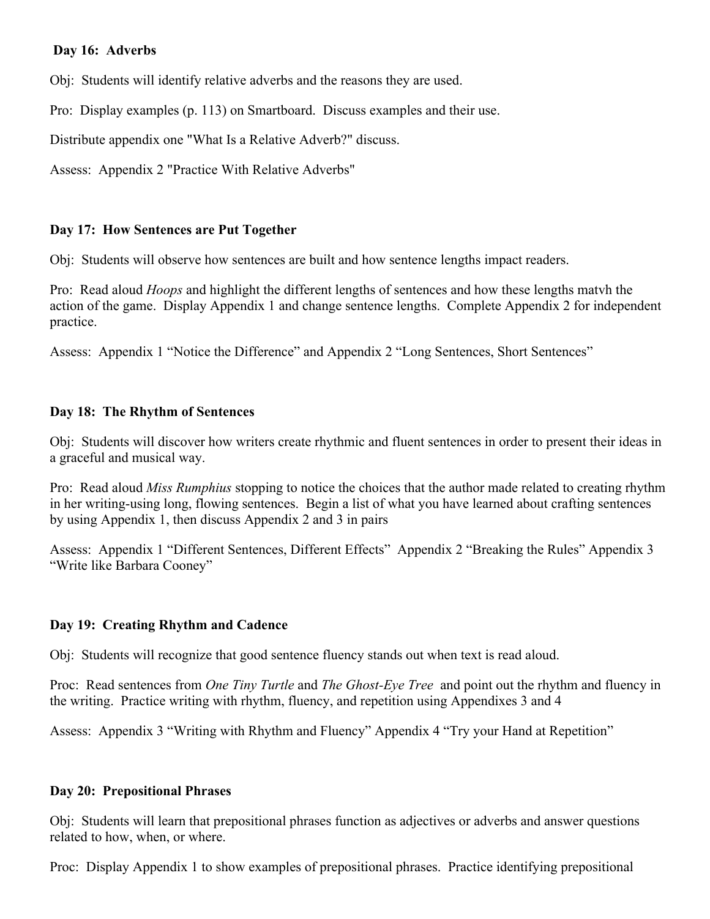**Day 16: Adverbs**

Obj: Students will identify relative adverbs and the reasons they are used.

Pro: Display examples (p. 113) on Smartboard. Discuss examples and their use.

Distribute appendix one "What Is a Relative Adverb?" discuss.

Assess: Appendix 2 "Practice With Relative Adverbs"

**Day 17: How Sentences are Put Together**

Obj: Students will observe how sentences are built and how sentence lengths impact readers.

Pro: Read aloud *Hoops* and highlight the different lengths of sentences and how these lengths matvh the action of the game. Display Appendix 1 and change sentence lengths. Complete Appendix 2 for independent practice.

Assess: Appendix 1 "Notice the Difference" and Appendix 2 "Long Sentences, Short Sentences"

**Day 18: The Rhythm of Sentences**

Obj: Students will discover how writers create rhythmic and fluent sentences in order to present their ideas in a graceful and musical way.

Pro: Read aloud *Miss Rumphius* stopping to notice the choices that the author made related to creating rhythm in her writing-using long, flowing sentences. Begin a list of what you have learned about crafting sentences by using Appendix 1, then discuss Appendix 2 and 3 in pairs

Assess: Appendix 1 "Different Sentences, Different Effects" Appendix 2 "Breaking the Rules" Appendix 3 "Write like Barbara Cooney"

**Day 19: Creating Rhythm and Cadence**

Obj: Students will recognize that good sentence fluency stands out when text is read aloud.

Proc: Read sentences from *One Tiny Turtle* and *The Ghost-Eye Tree* and point out the rhythm and fluency in the writing. Practice writing with rhythm, fluency, and repetition using Appendixes 3 and 4

Assess: Appendix 3 "Writing with Rhythm and Fluency" Appendix 4 "Try your Hand at Repetition"

**Day 20: Prepositional Phrases**

Obj: Students will learn that prepositional phrases function as adjectives or adverbs and answer questions related to how, when, or where.

Proc: Display Appendix 1 to show examples of prepositional phrases. Practice identifying prepositional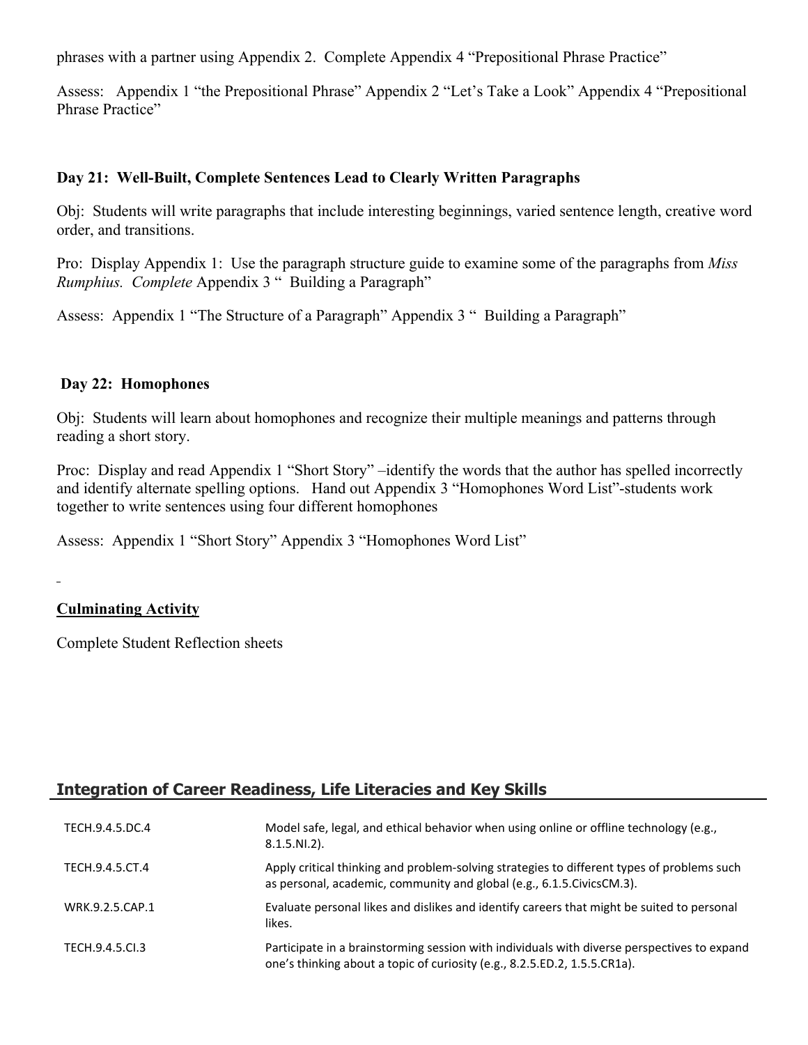phrases with a partner using Appendix 2. Complete Appendix 4 "Prepositional Phrase Practice"

Assess: Appendix 1 "the Prepositional Phrase" Appendix 2 "Let's Take a Look" Appendix 4 "Prepositional Phrase Practice"

**Day 21: Well-Built, Complete Sentences Lead to Clearly Written Paragraphs**

Obj: Students will write paragraphs that include interesting beginnings, varied sentence length, creative word order, and transitions.

Pro: Display Appendix 1: Use the paragraph structure guide to examine some of the paragraphs from *Miss Rumphius. Complete* Appendix 3 " Building a Paragraph"

Assess: Appendix 1 "The Structure of a Paragraph" Appendix 3 " Building a Paragraph"

**Day 22: Homophones**

Obj: Students will learn about homophones and recognize their multiple meanings and patterns through reading a short story.

Proc: Display and read Appendix 1 "Short Story" –identify the words that the author has spelled incorrectly and identify alternate spelling options. Hand out Appendix 3 "Homophones Word List"-students work together to write sentences using four different homophones

Assess: Appendix 1 "Short Story" Appendix 3 "Homophones Word List"

**Culminating Activity**

Complete Student Reflection sheets

## Integration of Career Readiness, Life Literacies and Key Skills

| | |
|---|---|
| TECH.9.4.5.DC.4 | Model safe, legal, and ethical behavior when using online or offline technology (e.g., 8.1.5.NI.2). |
| TECH.9.4.5.CT.4 | Apply critical thinking and problem-solving strategies to different types of problems such as personal, academic, community and global (e.g., 6.1.5.CivicsCM.3). |
| WRK.9.2.5.CAP.1 | Evaluate personal likes and dislikes and identify careers that might be suited to personal likes. |
| TECH.9.4.5.CI.3 | Participate in a brainstorming session with individuals with diverse perspectives to expand one's thinking about a topic of curiosity (e.g., 8.2.5.ED.2, 1.5.5.CR1a). |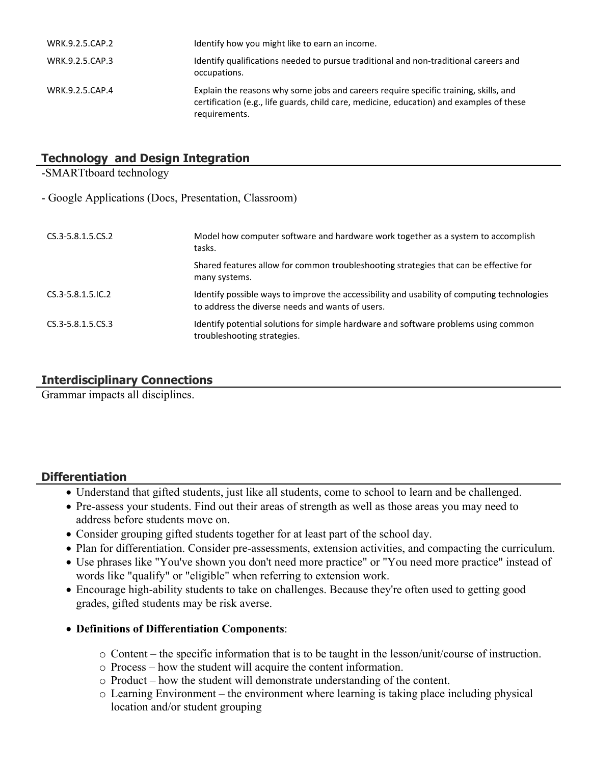| | |
|---|---|
| WRK.9.2.5.CAP.2 | Identify how you might like to earn an income. |
| WRK.9.2.5.CAP.3 | Identify qualifications needed to pursue traditional and non-traditional careers and occupations. |
| WRK.9.2.5.CAP.4 | Explain the reasons why some jobs and careers require specific training, skills, and certification (e.g., life guards, child care, medicine, education) and examples of these requirements. |

## Technology and Design Integration

-SMARTtboard technology

- Google Applications (Docs, Presentation, Classroom)

| | |
|---|---|
| CS.3-5.8.1.5.CS.2 | Model how computer software and hardware work together as a system to accomplish tasks. |
| | Shared features allow for common troubleshooting strategies that can be effective for many systems. |
| CS.3-5.8.1.5.IC.2 | Identify possible ways to improve the accessibility and usability of computing technologies to address the diverse needs and wants of users. |
| CS.3-5.8.1.5.CS.3 | Identify potential solutions for simple hardware and software problems using common troubleshooting strategies. |

## Interdisciplinary Connections

Grammar impacts all disciplines.

## Differentiation

- Understand that gifted students, just like all students, come to school to learn and be challenged.
- Pre-assess your students. Find out their areas of strength as well as those areas you may need to address before students move on.
- Consider grouping gifted students together for at least part of the school day.
- Plan for differentiation. Consider pre-assessments, extension activities, and compacting the curriculum.
- Use phrases like "You've shown you don't need more practice" or "You need more practice" instead of words like "qualify" or "eligible" when referring to extension work.
- Encourage high-ability students to take on challenges. Because they're often used to getting good grades, gifted students may be risk averse.
- **Definitions of Differentiation Components**:
  - Content – the specific information that is to be taught in the lesson/unit/course of instruction.
  - Process – how the student will acquire the content information.
  - Product – how the student will demonstrate understanding of the content.
  - Learning Environment – the environment where learning is taking place including physical location and/or student grouping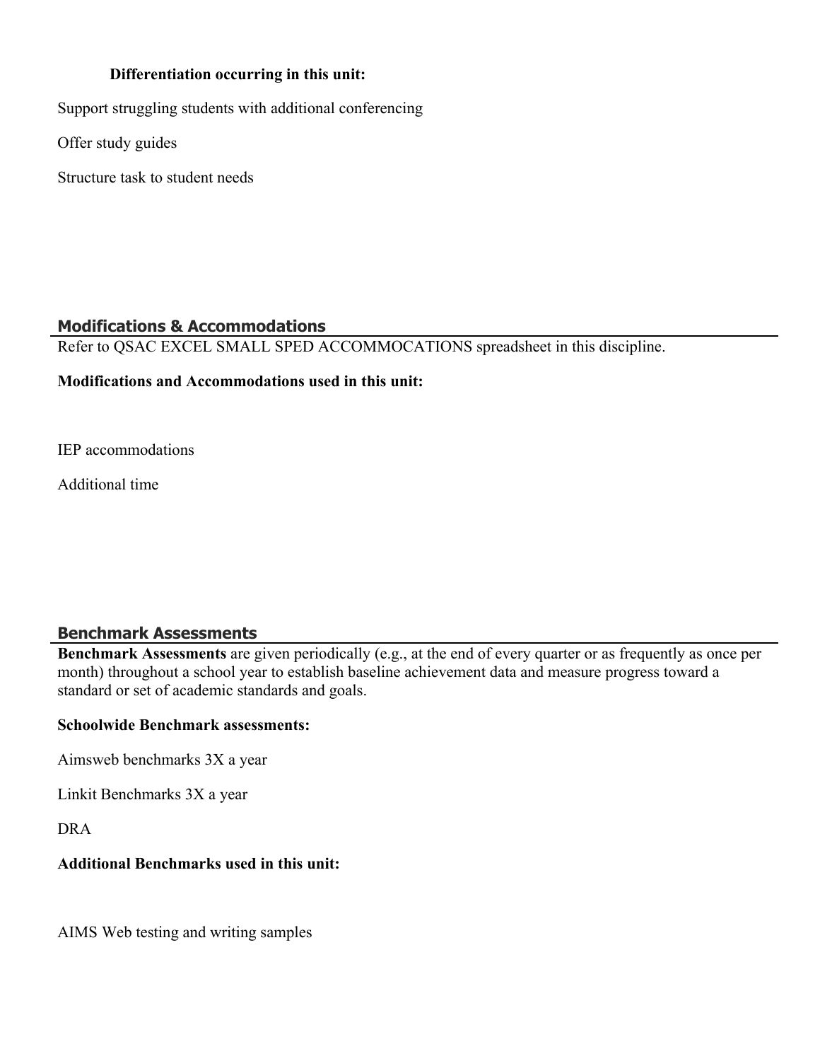**Differentiation occurring in this unit:**

Support struggling students with additional conferencing

Offer study guides

Structure task to student needs

## Modifications & Accommodations

Refer to QSAC EXCEL SMALL SPED ACCOMMOCATIONS spreadsheet in this discipline.

**Modifications and Accommodations used in this unit:**

IEP accommodations

Additional time

## Benchmark Assessments

**Benchmark Assessments** are given periodically (e.g., at the end of every quarter or as frequently as once per month) throughout a school year to establish baseline achievement data and measure progress toward a standard or set of academic standards and goals.

**Schoolwide Benchmark assessments:**

Aimsweb benchmarks 3X a year

Linkit Benchmarks 3X a year

DRA

**Additional Benchmarks used in this unit:**

AIMS Web testing and writing samples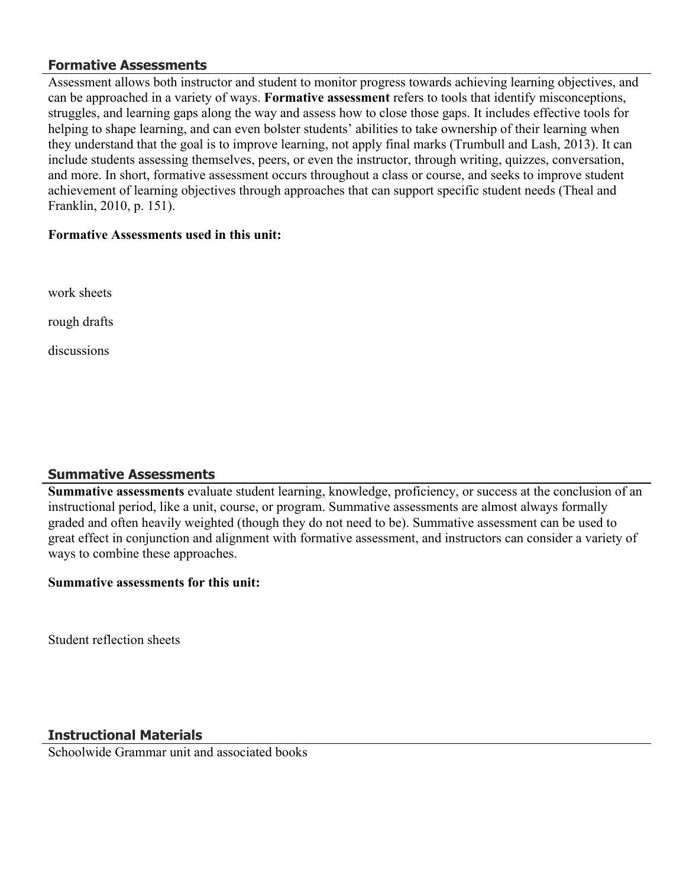## Formative Assessments

Assessment allows both instructor and student to monitor progress towards achieving learning objectives, and can be approached in a variety of ways. **Formative assessment** refers to tools that identify misconceptions, struggles, and learning gaps along the way and assess how to close those gaps. It includes effective tools for helping to shape learning, and can even bolster students' abilities to take ownership of their learning when they understand that the goal is to improve learning, not apply final marks (Trumbull and Lash, 2013). It can include students assessing themselves, peers, or even the instructor, through writing, quizzes, conversation, and more. In short, formative assessment occurs throughout a class or course, and seeks to improve student achievement of learning objectives through approaches that can support specific student needs (Theal and Franklin, 2010, p. 151).

**Formative Assessments used in this unit:**

work sheets

rough drafts

discussions

## Summative Assessments

**Summative assessments** evaluate student learning, knowledge, proficiency, or success at the conclusion of an instructional period, like a unit, course, or program. Summative assessments are almost always formally graded and often heavily weighted (though they do not need to be). Summative assessment can be used to great effect in conjunction and alignment with formative assessment, and instructors can consider a variety of ways to combine these approaches.

**Summative assessments for this unit:**

Student reflection sheets

## Instructional Materials

Schoolwide Grammar unit and associated books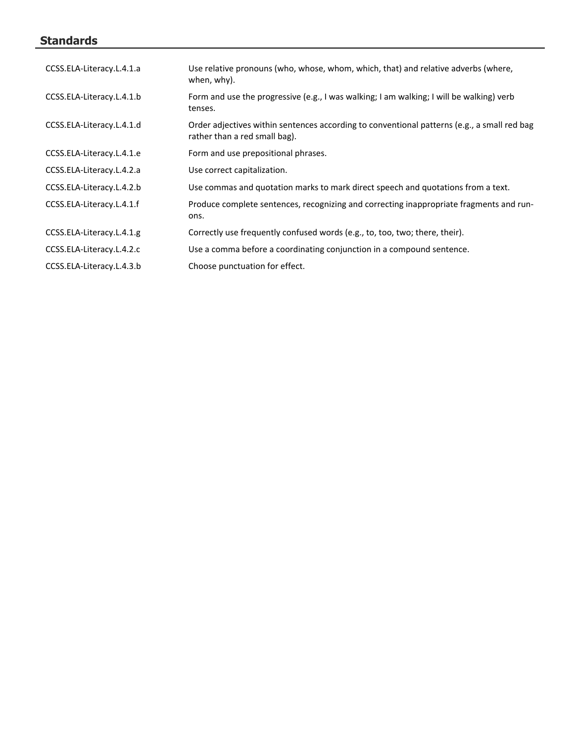## Standards

| | |
|---|---|
| CCSS.ELA-Literacy.L.4.1.a | Use relative pronouns (who, whose, whom, which, that) and relative adverbs (where, when, why). |
| CCSS.ELA-Literacy.L.4.1.b | Form and use the progressive (e.g., I was walking; I am walking; I will be walking) verb tenses. |
| CCSS.ELA-Literacy.L.4.1.d | Order adjectives within sentences according to conventional patterns (e.g., a small red bag rather than a red small bag). |
| CCSS.ELA-Literacy.L.4.1.e | Form and use prepositional phrases. |
| CCSS.ELA-Literacy.L.4.2.a | Use correct capitalization. |
| CCSS.ELA-Literacy.L.4.2.b | Use commas and quotation marks to mark direct speech and quotations from a text. |
| CCSS.ELA-Literacy.L.4.1.f | Produce complete sentences, recognizing and correcting inappropriate fragments and run-ons. |
| CCSS.ELA-Literacy.L.4.1.g | Correctly use frequently confused words (e.g., to, too, two; there, their). |
| CCSS.ELA-Literacy.L.4.2.c | Use a comma before a coordinating conjunction in a compound sentence. |
| CCSS.ELA-Literacy.L.4.3.b | Choose punctuation for effect. |